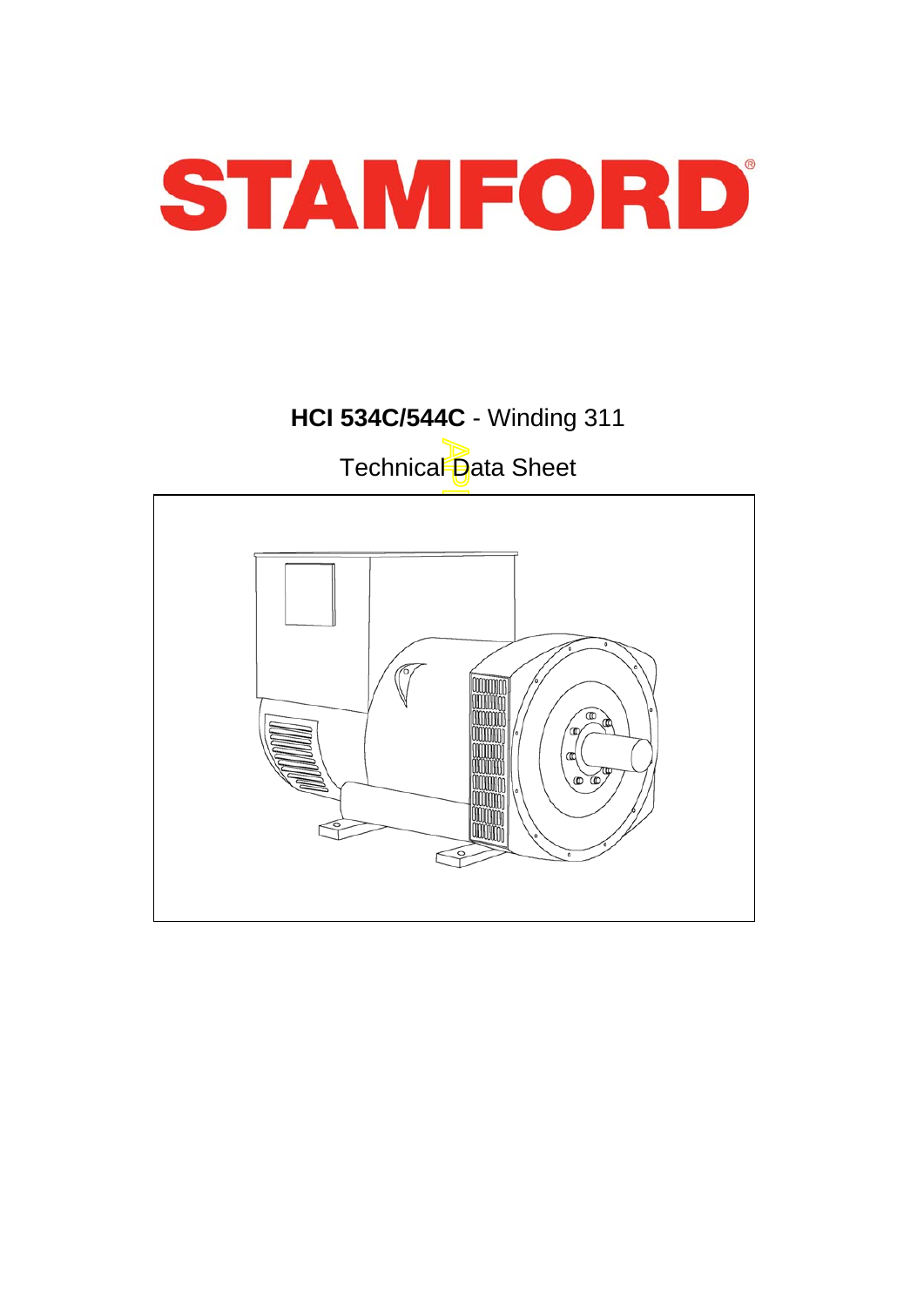# STAMFORD®

**HCI 534C/544C** - Winding 311

Technical Data Sheet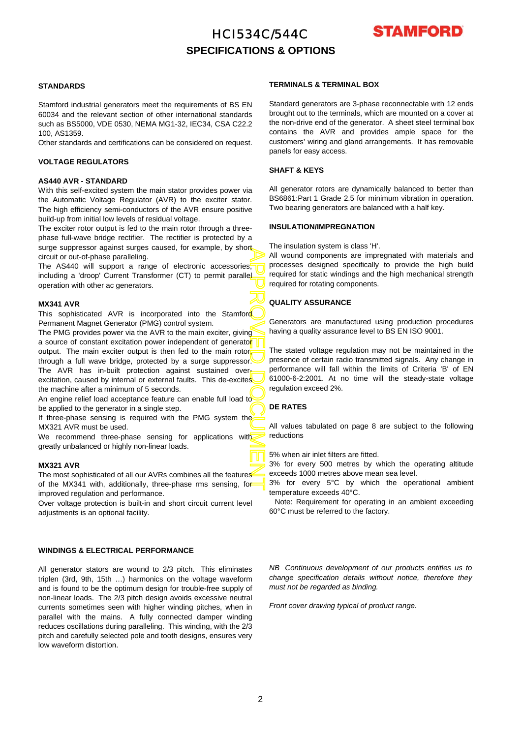# HCI534C/544C

## SPECIFICATIONS & OPTIONS

### STANDARDS

Stamford industrial generators meet the requirements of BS EN 60034 and the relevant section of other international standards such as BS5000, VDE 0530, NEMA MG1-32, IEC34, CSA C22.2 100, AS1359.

Other standards and certifications can be considered on request.

### VOLTAGE REGULATORS

#### AS440 AVR - STANDARD

With this self-excited system the main stator provides power via the Automatic Voltage Regulator (AVR) to the exciter stator. The high efficiency semi-conductors of the AVR ensure positive build-up from initial low levels of residual voltage.

The exciter rotor output is fed to the main rotor through a three-phase full-wave bridge rectifier. The rectifier is protected by a surge suppressor against surges caused, for example, by short circuit or out-of-phase paralleling.

The AS440 will support a range of electronic accessories, including a 'droop' Current Transformer (CT) to permit parallel operation with other ac generators.

#### MX341 AVR

This sophisticated AVR is incorporated into the Stamford Permanent Magnet Generator (PMG) control system.

The PMG provides power via the AVR to the main exciter, giving a source of constant excitation power independent of generator output. The main exciter output is then fed to the main rotor, through a full wave bridge, protected by a surge suppressor. The AVR has in-built protection against sustained over-excitation, caused by internal or external faults. This de-excites the machine after a minimum of 5 seconds.

An engine relief load acceptance feature can enable full load to be applied to the generator in a single step.

If three-phase sensing is required with the PMG system the MX321 AVR must be used.

We recommend three-phase sensing for applications with greatly unbalanced or highly non-linear loads.

#### MX321 AVR

The most sophisticated of all our AVRs combines all the features of the MX341 with, additionally, three-phase rms sensing, for improved regulation and performance.

Over voltage protection is built-in and short circuit current level adjustments is an optional facility.

### TERMINALS & TERMINAL BOX

Standard generators are 3-phase reconnectable with 12 ends brought out to the terminals, which are mounted on a cover at the non-drive end of the generator. A sheet steel terminal box contains the AVR and provides ample space for the customers' wiring and gland arrangements. It has removable panels for easy access.

### SHAFT & KEYS

All generator rotors are dynamically balanced to better than BS6861:Part 1 Grade 2.5 for minimum vibration in operation. Two bearing generators are balanced with a half key.

### INSULATION/IMPREGNATION

The insulation system is class 'H'.

All wound components are impregnated with materials and processes designed specifically to provide the high build required for static windings and the high mechanical strength required for rotating components.

### QUALITY ASSURANCE

Generators are manufactured using production procedures having a quality assurance level to BS EN ISO 9001.

The stated voltage regulation may not be maintained in the presence of certain radio transmitted signals. Any change in performance will fall within the limits of Criteria 'B' of EN 61000-6-2:2001. At no time will the steady-state voltage regulation exceed 2%.

### DE RATES

All values tabulated on page 8 are subject to the following reductions

5% when air inlet filters are fitted.

3% for every 500 metres by which the operating altitude exceeds 1000 metres above mean sea level.

3% for every 5°C by which the operational ambient temperature exceeds 40°C.

Note: Requirement for operating in an ambient exceeding 60°C must be referred to the factory.

### WINDINGS & ELECTRICAL PERFORMANCE

All generator stators are wound to 2/3 pitch. This eliminates triplen (3rd, 9th, 15th …) harmonics on the voltage waveform and is found to be the optimum design for trouble-free supply of non-linear loads. The 2/3 pitch design avoids excessive neutral currents sometimes seen with higher winding pitches, when in parallel with the mains. A fully connected damper winding reduces oscillations during paralleling. This winding, with the 2/3 pitch and carefully selected pole and tooth designs, ensures very low waveform distortion.

*NB Continuous development of our products entitles us to change specification details without notice, therefore they must not be regarded as binding.*

*Front cover drawing typical of product range.*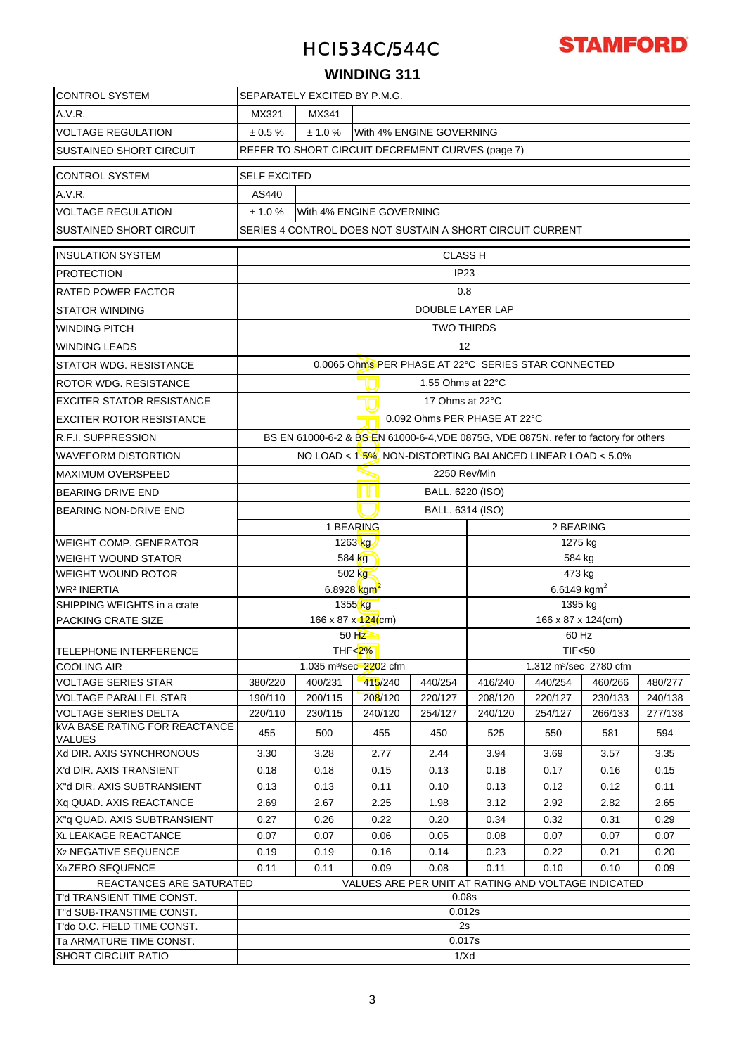# HCI534C/544C

## WINDING 311

| | | | | | | | | |
|---|---|---|---|---|---|---|---|---|
| CONTROL SYSTEM | SEPARATELY EXCITED BY P.M.G. | | | | | | | |
| A.V.R. | MX321 | MX341 | | | | | | |
| VOLTAGE REGULATION | ± 0.5 % | ± 1.0 % | With 4% ENGINE GOVERNING | | | | | |
| SUSTAINED SHORT CIRCUIT | REFER TO SHORT CIRCUIT DECREMENT CURVES (page 7) | | | | | | | |
| CONTROL SYSTEM | SELF EXCITED | | | | | | | |
| A.V.R. | AS440 | | | | | | | |
| VOLTAGE REGULATION | ± 1.0 % | With 4% ENGINE GOVERNING | | | | | | |
| SUSTAINED SHORT CIRCUIT | SERIES 4 CONTROL DOES NOT SUSTAIN A SHORT CIRCUIT CURRENT | | | | | | | |
| INSULATION SYSTEM | CLASS H | | | | | | | |
| PROTECTION | IP23 | | | | | | | |
| RATED POWER FACTOR | 0.8 | | | | | | | |
| STATOR WINDING | DOUBLE LAYER LAP | | | | | | | |
| WINDING PITCH | TWO THIRDS | | | | | | | |
| WINDING LEADS | 12 | | | | | | | |
| STATOR WDG. RESISTANCE | 0.0065 Ohms PER PHASE AT 22°C SERIES STAR CONNECTED | | | | | | | |
| ROTOR WDG. RESISTANCE | 1.55 Ohms at 22°C | | | | | | | |
| EXCITER STATOR RESISTANCE | 17 Ohms at 22°C | | | | | | | |
| EXCITER ROTOR RESISTANCE | 0.092 Ohms PER PHASE AT 22°C | | | | | | | |
| R.F.I. SUPPRESSION | BS EN 61000-6-2 & BS EN 61000-6-4,VDE 0875G, VDE 0875N. refer to factory for others | | | | | | | |
| WAVEFORM DISTORTION | NO LOAD < 1.5% NON-DISTORTING BALANCED LINEAR LOAD < 5.0% | | | | | | | |
| MAXIMUM OVERSPEED | 2250 Rev/Min | | | | | | | |
| BEARING DRIVE END | BALL. 6220 (ISO) | | | | | | | |
| BEARING NON-DRIVE END | BALL. 6314 (ISO) | | | | | | | |
| | 1 BEARING | | | | 2 BEARING | | | |
| WEIGHT COMP. GENERATOR | 1263 kg | | | | 1275 kg | | | |
| WEIGHT WOUND STATOR | 584 kg | | | | 584 kg | | | |
| WEIGHT WOUND ROTOR | 502 kg | | | | 473 kg | | | |
| WR² INERTIA | 6.8928 kgm² | | | | 6.6149 kgm² | | | |
| SHIPPING WEIGHTS in a crate | 1355 kg | | | | 1395 kg | | | |
| PACKING CRATE SIZE | 166 x 87 x 124(cm) | | | | 166 x 87 x 124(cm) | | | |
| | 50 Hz | | | | 60 Hz | | | |
| TELEPHONE INTERFERENCE | THF<2% | | | | TIF<50 | | | |
| COOLING AIR | 1.035 m³/sec 2202 cfm | | | | 1.312 m³/sec 2780 cfm | | | |
| VOLTAGE SERIES STAR | 380/220 | 400/231 | 415/240 | 440/254 | 416/240 | 440/254 | 460/266 | 480/277 |
| VOLTAGE PARALLEL STAR | 190/110 | 200/115 | 208/120 | 220/127 | 208/120 | 220/127 | 230/133 | 240/138 |
| VOLTAGE SERIES DELTA | 220/110 | 230/115 | 240/120 | 254/127 | 240/120 | 254/127 | 266/133 | 277/138 |
| kVA BASE RATING FOR REACTANCE VALUES | 455 | 500 | 455 | 450 | 525 | 550 | 581 | 594 |
| Xd DIR. AXIS SYNCHRONOUS | 3.30 | 3.28 | 2.77 | 2.44 | 3.94 | 3.69 | 3.57 | 3.35 |
| X'd DIR. AXIS TRANSIENT | 0.18 | 0.18 | 0.15 | 0.13 | 0.18 | 0.17 | 0.16 | 0.15 |
| X"d DIR. AXIS SUBTRANSIENT | 0.13 | 0.13 | 0.11 | 0.10 | 0.13 | 0.12 | 0.12 | 0.11 |
| Xq QUAD. AXIS REACTANCE | 2.69 | 2.67 | 2.25 | 1.98 | 3.12 | 2.92 | 2.82 | 2.65 |
| X"q QUAD. AXIS SUBTRANSIENT | 0.27 | 0.26 | 0.22 | 0.20 | 0.34 | 0.32 | 0.31 | 0.29 |
| $X_L$ LEAKAGE REACTANCE | 0.07 | 0.07 | 0.06 | 0.05 | 0.08 | 0.07 | 0.07 | 0.07 |
| $X_2$ NEGATIVE SEQUENCE | 0.19 | 0.19 | 0.16 | 0.14 | 0.23 | 0.22 | 0.21 | 0.20 |
| $X_0$ ZERO SEQUENCE | 0.11 | 0.11 | 0.09 | 0.08 | 0.11 | 0.10 | 0.10 | 0.09 |
| REACTANCES ARE SATURATED | VALUES ARE PER UNIT AT RATING AND VOLTAGE INDICATED | | | | | | | |
| T'd TRANSIENT TIME CONST. | 0.08s | | | | | | | |
| T"d SUB-TRANSTIME CONST. | 0.012s | | | | | | | |
| T'do O.C. FIELD TIME CONST. | 2s | | | | | | | |
| Ta ARMATURE TIME CONST. | 0.017s | | | | | | | |
| SHORT CIRCUIT RATIO | 1/Xd | | | | | | | |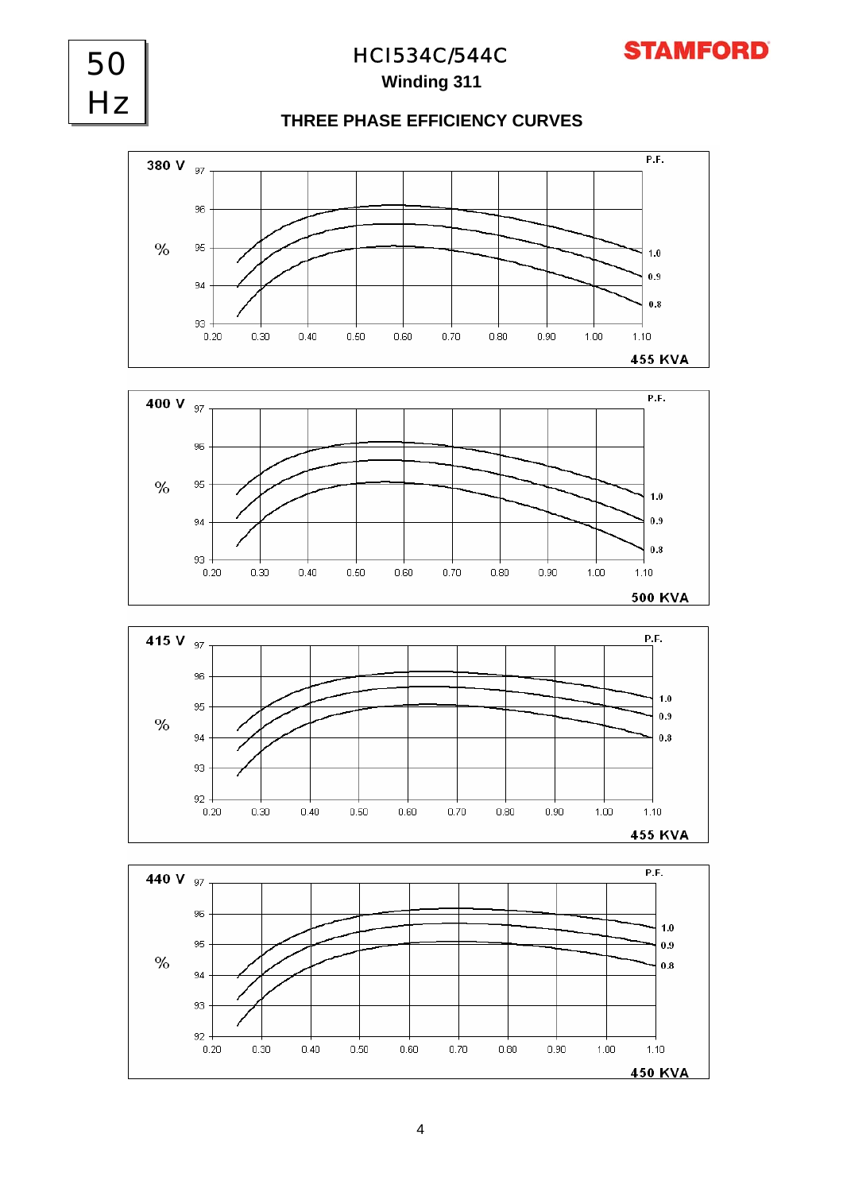50 Hz

# HCI534C/544C

**Winding 311**

## THREE PHASE EFFICIENCY CURVES

**380 V**

%

P.F.: 1.0, 0.9, 0.8

Y-axis: 93, 94, 95, 96, 97

X-axis: 0.20, 0.30, 0.40, 0.50, 0.60, 0.70, 0.80, 0.90, 1.00, 1.10

**455 KVA**

**400 V**

%

P.F.: 1.0, 0.9, 0.8

Y-axis: 93, 94, 95, 96, 97

X-axis: 0.20, 0.30, 0.40, 0.50, 0.60, 0.70, 0.80, 0.90, 1.00, 1.10

**500 KVA**

**415 V**

%

P.F.: 1.0, 0.9, 0.8

Y-axis: 92, 93, 94, 95, 96, 97

X-axis: 0.20, 0.30, 0.40, 0.50, 0.60, 0.70, 0.80, 0.90, 1.00, 1.10

**455 KVA**

**440 V**

%

P.F.: 1.0, 0.9, 0.8

Y-axis: 92, 93, 94, 95, 96, 97

X-axis: 0.20, 0.30, 0.40, 0.50, 0.60, 0.70, 0.80, 0.90, 1.00, 1.10

**450 KVA**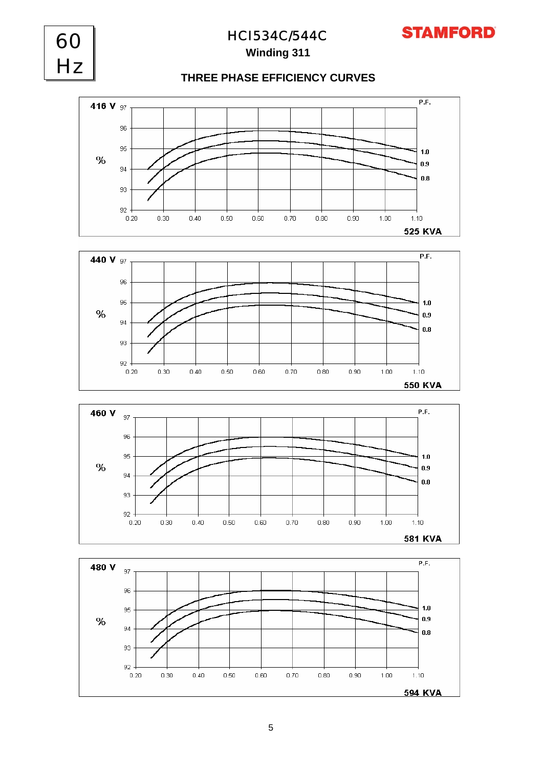60 Hz

# HCI534C/544C

**Winding 311**

## THREE PHASE EFFICIENCY CURVES

**416 V**

% — 92, 93, 94, 95, 96, 97

0.20 0.30 0.40 0.50 0.60 0.70 0.80 0.90 1.00 1.10

P.F. 1.0, 0.9, 0.8

**525 KVA**

**440 V**

% — 92, 93, 94, 95, 96, 97

0.20 0.30 0.40 0.50 0.60 0.70 0.80 0.90 1.00 1.10

P.F. 1.0, 0.9, 0.8

**550 KVA**

**460 V**

% — 92, 93, 94, 95, 96, 97

0.20 0.30 0.40 0.50 0.60 0.70 0.80 0.90 1.00 1.10

P.F. 1.0, 0.9, 0.8

**581 KVA**

**480 V**

% — 92, 93, 94, 95, 96, 97

0.20 0.30 0.40 0.50 0.60 0.70 0.80 0.90 1.00 1.10

P.F. 1.0, 0.9, 0.8

**594 KVA**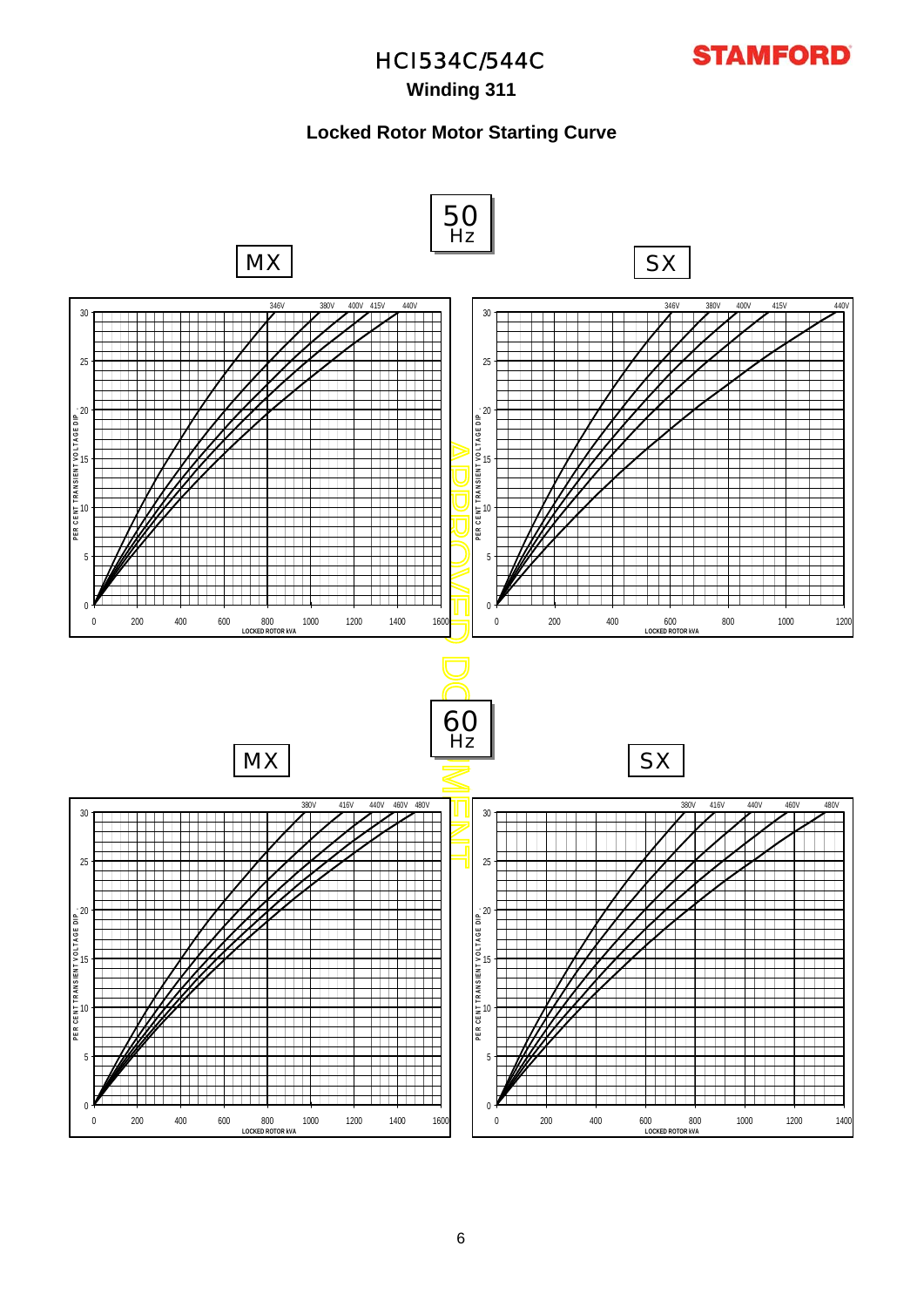# HCI534C/544C

## Winding 311

### Locked Rotor Motor Starting Curve

**50 Hz**

**MX**

346V 380V 400V 415V 440V

PER CENT TRANSIENT VOLTAGE DIP

0 5 10 15 20 25 30

0 200 400 600 800 1000 1200 1400 1600

LOCKED ROTOR kVA

**SX**

346V 380V 400V 415V 440V

PER CENT TRANSIENT VOLTAGE DIP

0 5 10 15 20 25 30

0 200 400 600 800 1000 1200

LOCKED ROTOR kVA

**60 Hz**

**MX**

380V 416V 440V 460V 480V

PER CENT TRANSIENT VOLTAGE DIP

0 5 10 15 20 25 30

0 200 400 600 800 1000 1200 1400 1600

LOCKED ROTOR kVA

**SX**

380V 416V 440V 460V 480V

PER CENT TRANSIENT VOLTAGE DIP

0 5 10 15 20 25 30

0 200 400 600 800 1000 1200 1400

LOCKED ROTOR kVA

APPROVED DOCUMENT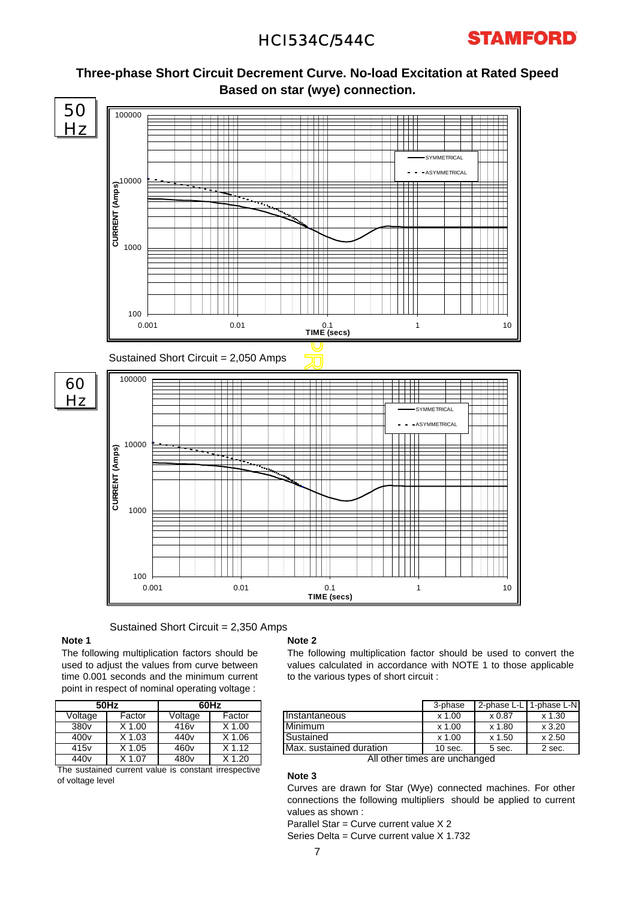## Three-phase Short Circuit Decrement Curve. No-load Excitation at Rated Speed Based on star (wye) connection.

50 Hz

Sustained Short Circuit = 2,050 Amps

60 Hz

Sustained Short Circuit = 2,350 Amps

**Note 1**

The following multiplication factors should be used to adjust the values from curve between time 0.001 seconds and the minimum current point in respect of nominal operating voltage :

| 50Hz | | 60Hz | |
|---|---|---|---|
| Voltage | Factor | Voltage | Factor |
| 380v | X 1.00 | 416v | X 1.00 |
| 400v | X 1.03 | 440v | X 1.06 |
| 415v | X 1.05 | 460v | X 1.12 |
| 440v | X 1.07 | 480v | X 1.20 |

The sustained current value is constant irrespective of voltage level

**Note 2**

The following multiplication factor should be used to convert the values calculated in accordance with NOTE 1 to those applicable to the various types of short circuit :

| | 3-phase | 2-phase L-L | 1-phase L-N |
|---|---|---|---|
| Instantaneous | x 1.00 | x 0.87 | x 1.30 |
| Minimum | x 1.00 | x 1.80 | x 3.20 |
| Sustained | x 1.00 | x 1.50 | x 2.50 |
| Max. sustained duration | 10 sec. | 5 sec. | 2 sec. |

All other times are unchanged

**Note 3**

Curves are drawn for Star (Wye) connected machines. For other connections the following multipliers should be applied to current values as shown :

Parallel Star = Curve current value X 2

Series Delta = Curve current value X 1.732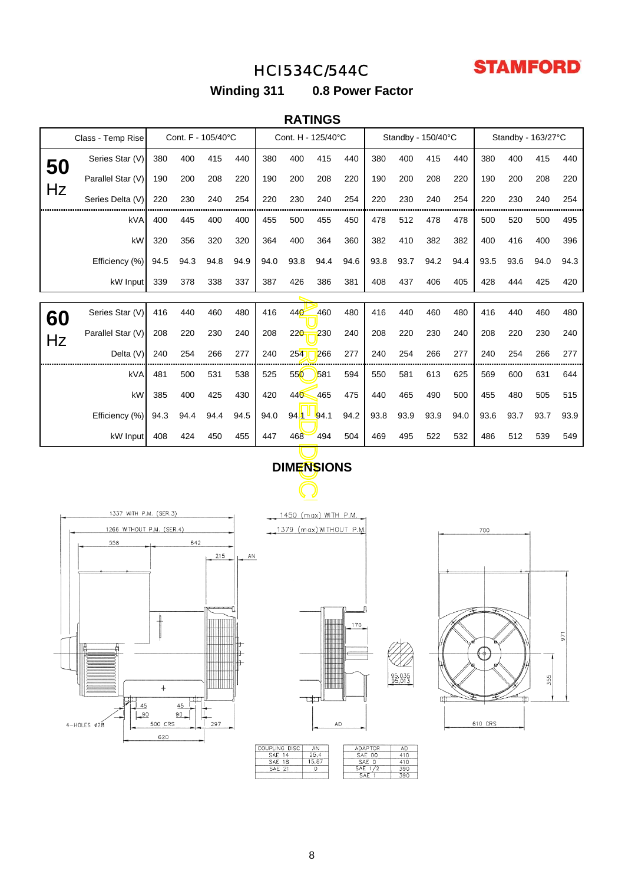# HCI534C/544C

**STAMFORD**

**Winding 311 0.8 Power Factor**

## RATINGS

| Class - Temp Rise | | Cont. F - 105/40°C | | | | Cont. H - 125/40°C | | | | Standby - 150/40°C | | | | Standby - 163/27°C | | | |
|---|---|---|---|---|---|---|---|---|---|---|---|---|---|---|---|---|---|
| **50 Hz** | Series Star (V) | 380 | 400 | 415 | 440 | 380 | 400 | 415 | 440 | 380 | 400 | 415 | 440 | 380 | 400 | 415 | 440 |
| | Parallel Star (V) | 190 | 200 | 208 | 220 | 190 | 200 | 208 | 220 | 190 | 200 | 208 | 220 | 190 | 200 | 208 | 220 |
| | Series Delta (V) | 220 | 230 | 240 | 254 | 220 | 230 | 240 | 254 | 220 | 230 | 240 | 254 | 220 | 230 | 240 | 254 |
| | kVA | 400 | 445 | 400 | 400 | 455 | 500 | 455 | 450 | 478 | 512 | 478 | 478 | 500 | 520 | 500 | 495 |
| | kW | 320 | 356 | 320 | 320 | 364 | 400 | 364 | 360 | 382 | 410 | 382 | 382 | 400 | 416 | 400 | 396 |
| | Efficiency (%) | 94.5 | 94.3 | 94.8 | 94.9 | 94.0 | 93.8 | 94.4 | 94.6 | 93.8 | 93.7 | 94.2 | 94.4 | 93.5 | 93.6 | 94.0 | 94.3 |
| | kW Input | 339 | 378 | 338 | 337 | 387 | 426 | 386 | 381 | 408 | 437 | 406 | 405 | 428 | 444 | 425 | 420 |
| **60 Hz** | Series Star (V) | 416 | 440 | 460 | 480 | 416 | 440 | 460 | 480 | 416 | 440 | 460 | 480 | 416 | 440 | 460 | 480 |
| | Parallel Star (V) | 208 | 220 | 230 | 240 | 208 | 220 | 230 | 240 | 208 | 220 | 230 | 240 | 208 | 220 | 230 | 240 |
| | Delta (V) | 240 | 254 | 266 | 277 | 240 | 254 | 266 | 277 | 240 | 254 | 266 | 277 | 240 | 254 | 266 | 277 |
| | kVA | 481 | 500 | 531 | 538 | 525 | 550 | 581 | 594 | 550 | 581 | 613 | 625 | 569 | 600 | 631 | 644 |
| | kW | 385 | 400 | 425 | 430 | 420 | 440 | 465 | 475 | 440 | 465 | 490 | 500 | 455 | 480 | 505 | 515 |
| | Efficiency (%) | 94.3 | 94.4 | 94.4 | 94.5 | 94.0 | 94.1 | 94.1 | 94.2 | 93.8 | 93.9 | 93.9 | 94.0 | 93.6 | 93.7 | 93.7 | 93.9 |
| | kW Input | 408 | 424 | 450 | 455 | 447 | 468 | 494 | 504 | 469 | 495 | 522 | 532 | 486 | 512 | 539 | 549 |

APPROVED DOC

## DIMENSIONS

1337 WITH P.M. (SER.3)
1266 WITHOUT P.M. (SER.4)
558 642 215 AN
45 45 90 90
4-HOLES Ø28 500 CRS 297
620

1450 (max) WITH P.M.
1379 (max) WITHOUT P.M.
170
AD
95.035 / 95.013

700
971
355
610 CRS

| COUPLING DISC | AN |
|---|---|
| SAE 14 | 25.4 |
| SAE 18 | 15.87 |
| SAE 21 | 0 |

| ADAPTOR | AD |
|---|---|
| SAE 00 | 410 |
| SAE 0 | 410 |
| SAE 1/2 | 390 |
| SAE 1 | 390 |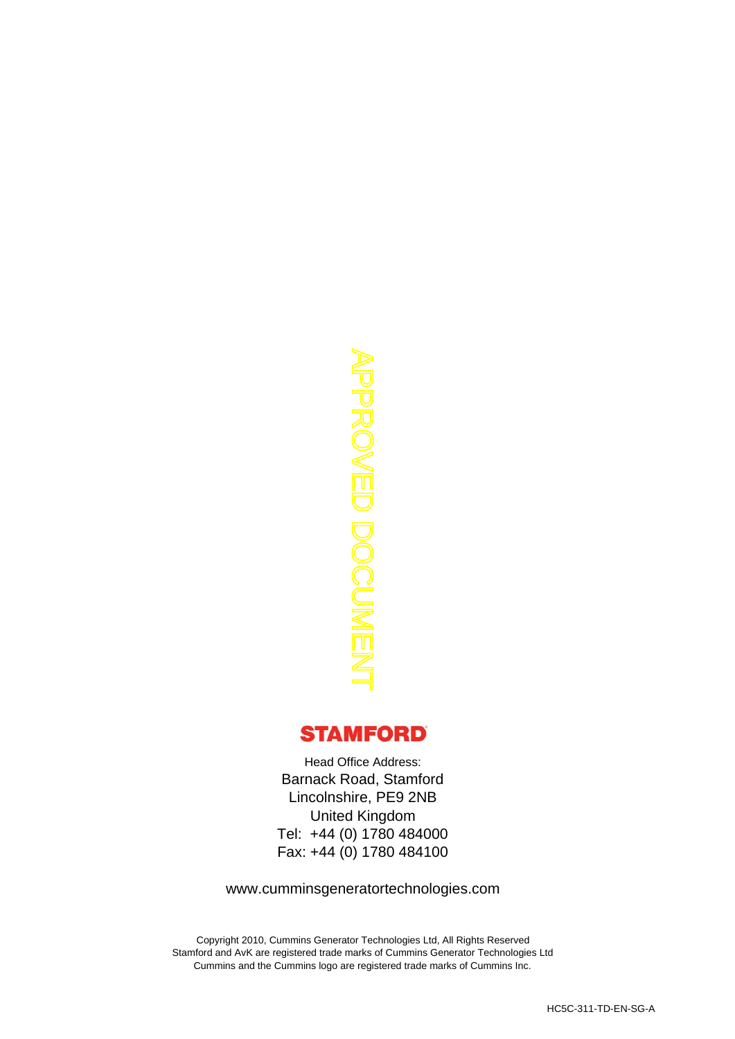APPROVED DOCUMENT

**STAMFORD**

Head Office Address:
Barnack Road, Stamford
Lincolnshire, PE9 2NB
United Kingdom
Tel: +44 (0) 1780 484000
Fax: +44 (0) 1780 484100

www.cumminsgeneratortechnologies.com

Copyright 2010, Cummins Generator Technologies Ltd, All Rights Reserved
Stamford and AvK are registered trade marks of Cummins Generator Technologies Ltd
Cummins and the Cummins logo are registered trade marks of Cummins Inc.

HC5C-311-TD-EN-SG-A